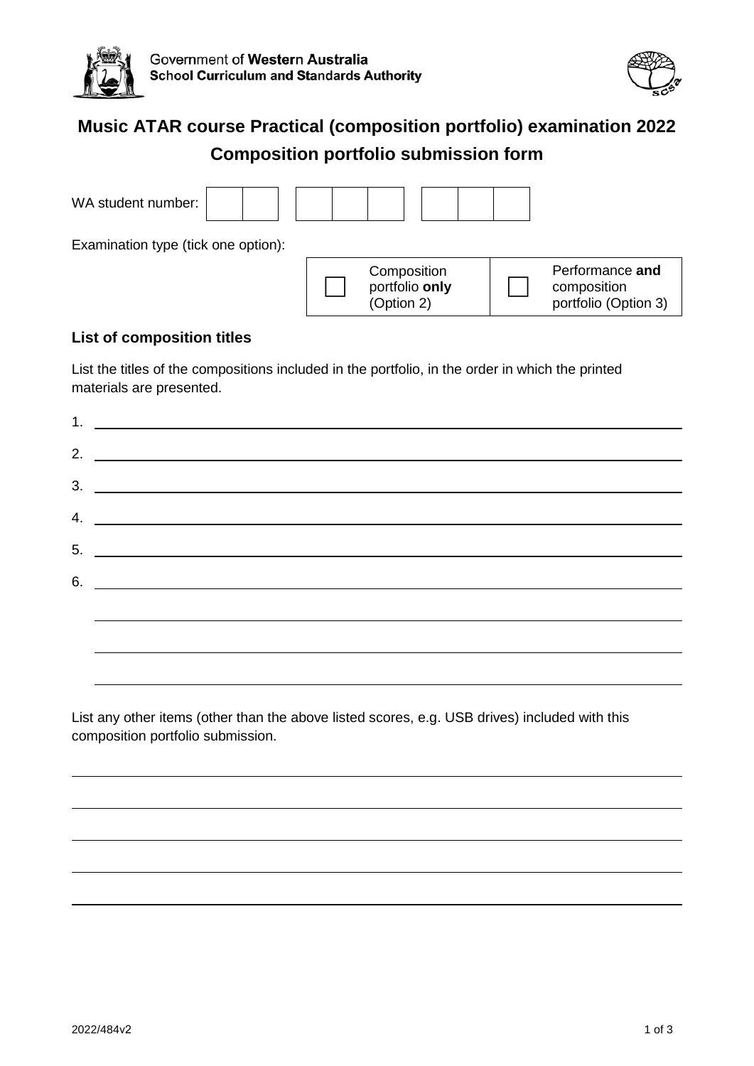Government of **Western Australia**
**School Curriculum and Standards Authority**

# Music ATAR course Practical (composition portfolio) examination 2022

## Composition portfolio submission form

WA student number: | | | | | | | | | |

Examination type (tick one option):

| ☐ | Composition portfolio **only** (Option 2) | ☐ | Performance **and** composition portfolio (Option 3) |
|---|---|---|---|

### List of composition titles

List the titles of the compositions included in the portfolio, in the order in which the printed materials are presented.

1. ______________________________
2. ______________________________
3. ______________________________
4. ______________________________
5. ______________________________
6. ______________________________

______________________________

______________________________

______________________________

List any other items (other than the above listed scores, e.g. USB drives) included with this composition portfolio submission.

______________________________

______________________________

______________________________

______________________________

______________________________

2022/484v2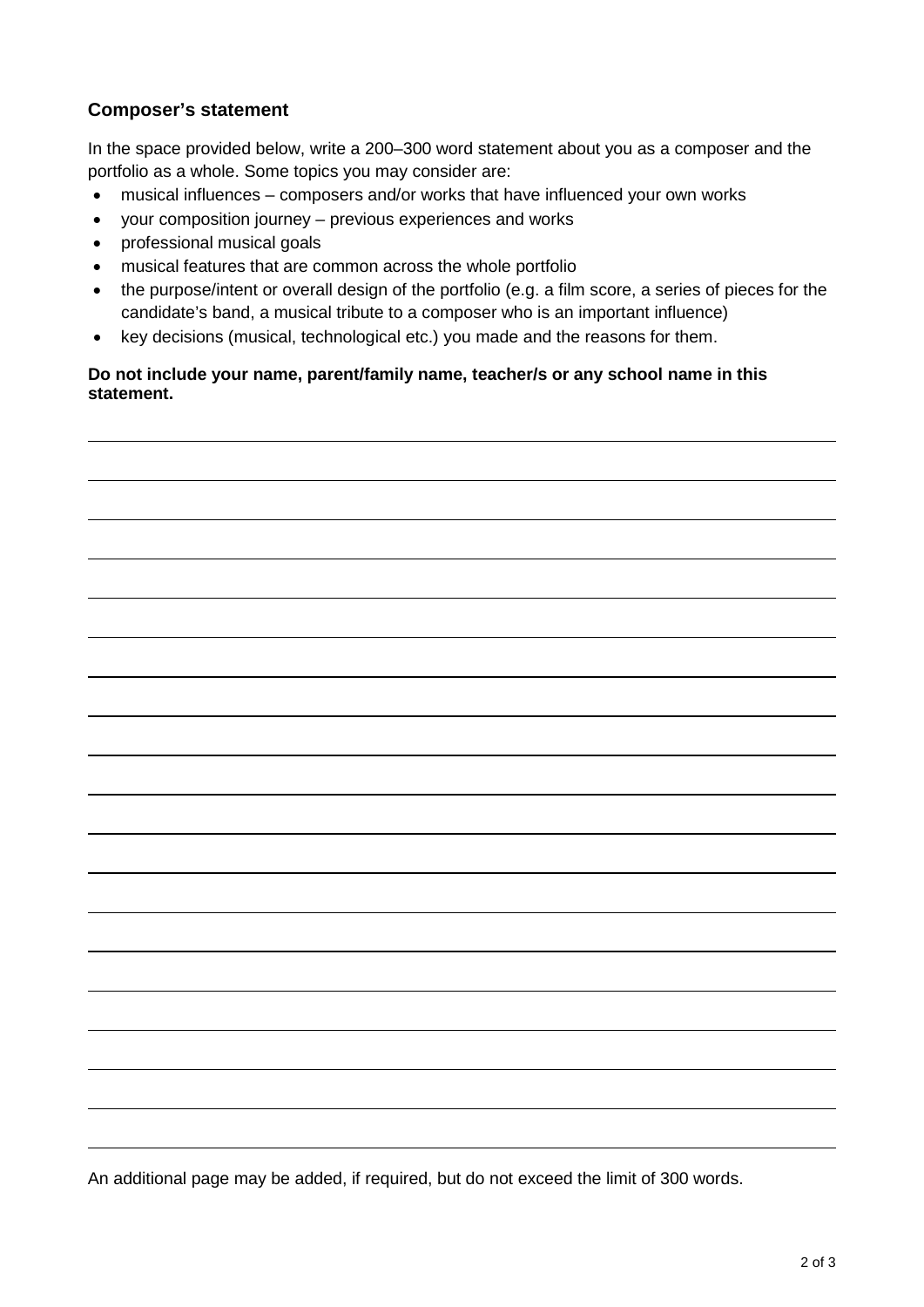## Composer's statement

In the space provided below, write a 200–300 word statement about you as a composer and the portfolio as a whole. Some topics you may consider are:

- musical influences – composers and/or works that have influenced your own works
- your composition journey – previous experiences and works
- professional musical goals
- musical features that are common across the whole portfolio
- the purpose/intent or overall design of the portfolio (e.g. a film score, a series of pieces for the candidate's band, a musical tribute to a composer who is an important influence)
- key decisions (musical, technological etc.) you made and the reasons for them.

**Do not include your name, parent/family name, teacher/s or any school name in this statement.**

An additional page may be added, if required, but do not exceed the limit of 300 words.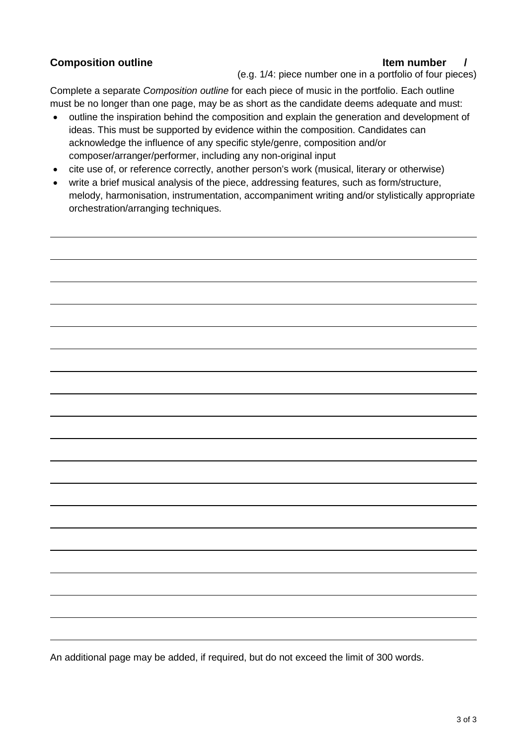**Composition outline** **Item number /**

(e.g. 1/4: piece number one in a portfolio of four pieces)

Complete a separate *Composition outline* for each piece of music in the portfolio. Each outline must be no longer than one page, may be as short as the candidate deems adequate and must:

- outline the inspiration behind the composition and explain the generation and development of ideas. This must be supported by evidence within the composition. Candidates can acknowledge the influence of any specific style/genre, composition and/or composer/arranger/performer, including any non-original input
- cite use of, or reference correctly, another person's work (musical, literary or otherwise)
- write a brief musical analysis of the piece, addressing features, such as form/structure, melody, harmonisation, instrumentation, accompaniment writing and/or stylistically appropriate orchestration/arranging techniques.

An additional page may be added, if required, but do not exceed the limit of 300 words.